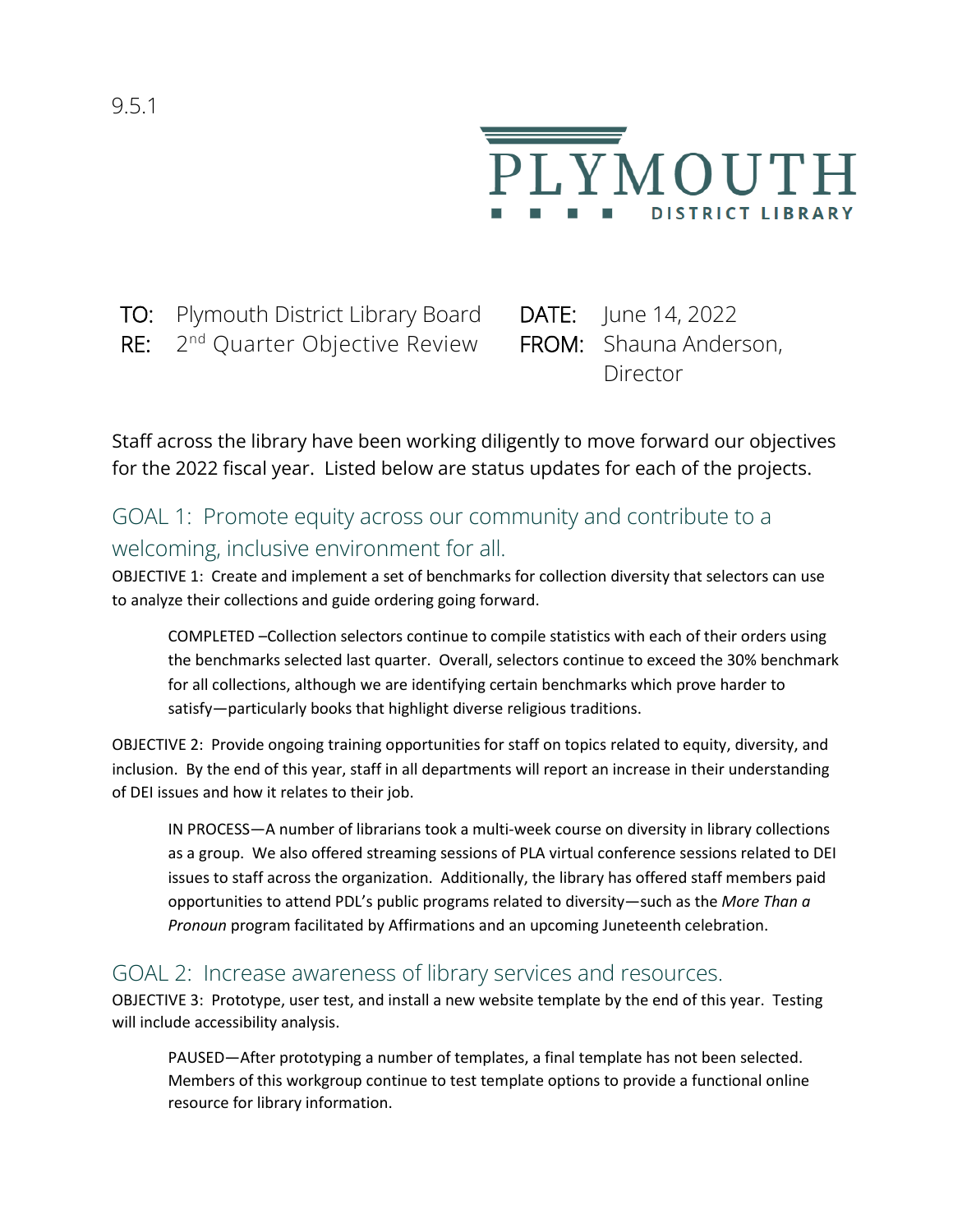9.5.1

PLYMOUTH DISTRICT LIBRARY

**TO:** Plymouth District Library Board
**RE:** 2nd Quarter Objective Review
**DATE:** June 14, 2022
**FROM:** Shauna Anderson, Director

Staff across the library have been working diligently to move forward our objectives for the 2022 fiscal year. Listed below are status updates for each of the projects.

## GOAL 1: Promote equity across our community and contribute to a welcoming, inclusive environment for all.

OBJECTIVE 1: Create and implement a set of benchmarks for collection diversity that selectors can use to analyze their collections and guide ordering going forward.

> COMPLETED –Collection selectors continue to compile statistics with each of their orders using the benchmarks selected last quarter. Overall, selectors continue to exceed the 30% benchmark for all collections, although we are identifying certain benchmarks which prove harder to satisfy—particularly books that highlight diverse religious traditions.

OBJECTIVE 2: Provide ongoing training opportunities for staff on topics related to equity, diversity, and inclusion. By the end of this year, staff in all departments will report an increase in their understanding of DEI issues and how it relates to their job.

> IN PROCESS—A number of librarians took a multi-week course on diversity in library collections as a group. We also offered streaming sessions of PLA virtual conference sessions related to DEI issues to staff across the organization. Additionally, the library has offered staff members paid opportunities to attend PDL's public programs related to diversity—such as the *More Than a Pronoun* program facilitated by Affirmations and an upcoming Juneteenth celebration.

## GOAL 2: Increase awareness of library services and resources.

OBJECTIVE 3: Prototype, user test, and install a new website template by the end of this year. Testing will include accessibility analysis.

> PAUSED—After prototyping a number of templates, a final template has not been selected. Members of this workgroup continue to test template options to provide a functional online resource for library information.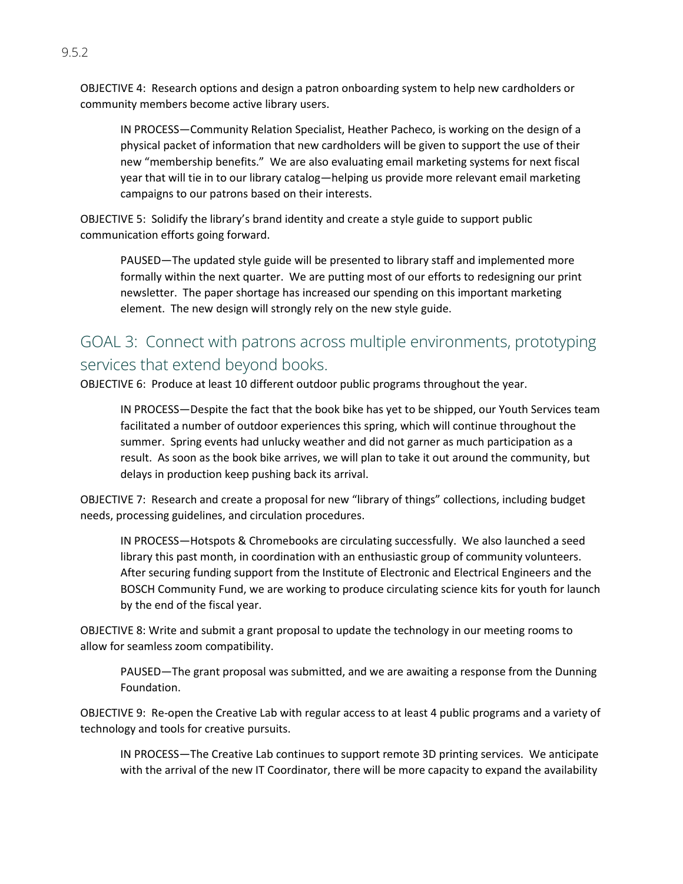OBJECTIVE 4: Research options and design a patron onboarding system to help new cardholders or community members become active library users.

> IN PROCESS—Community Relation Specialist, Heather Pacheco, is working on the design of a physical packet of information that new cardholders will be given to support the use of their new "membership benefits." We are also evaluating email marketing systems for next fiscal year that will tie in to our library catalog—helping us provide more relevant email marketing campaigns to our patrons based on their interests.

OBJECTIVE 5: Solidify the library's brand identity and create a style guide to support public communication efforts going forward.

> PAUSED—The updated style guide will be presented to library staff and implemented more formally within the next quarter. We are putting most of our efforts to redesigning our print newsletter. The paper shortage has increased our spending on this important marketing element. The new design will strongly rely on the new style guide.

## GOAL 3: Connect with patrons across multiple environments, prototyping services that extend beyond books.

OBJECTIVE 6: Produce at least 10 different outdoor public programs throughout the year.

> IN PROCESS—Despite the fact that the book bike has yet to be shipped, our Youth Services team facilitated a number of outdoor experiences this spring, which will continue throughout the summer. Spring events had unlucky weather and did not garner as much participation as a result. As soon as the book bike arrives, we will plan to take it out around the community, but delays in production keep pushing back its arrival.

OBJECTIVE 7: Research and create a proposal for new "library of things" collections, including budget needs, processing guidelines, and circulation procedures.

> IN PROCESS—Hotspots & Chromebooks are circulating successfully. We also launched a seed library this past month, in coordination with an enthusiastic group of community volunteers. After securing funding support from the Institute of Electronic and Electrical Engineers and the BOSCH Community Fund, we are working to produce circulating science kits for youth for launch by the end of the fiscal year.

OBJECTIVE 8: Write and submit a grant proposal to update the technology in our meeting rooms to allow for seamless zoom compatibility.

> PAUSED—The grant proposal was submitted, and we are awaiting a response from the Dunning Foundation.

OBJECTIVE 9: Re-open the Creative Lab with regular access to at least 4 public programs and a variety of technology and tools for creative pursuits.

> IN PROCESS—The Creative Lab continues to support remote 3D printing services. We anticipate with the arrival of the new IT Coordinator, there will be more capacity to expand the availability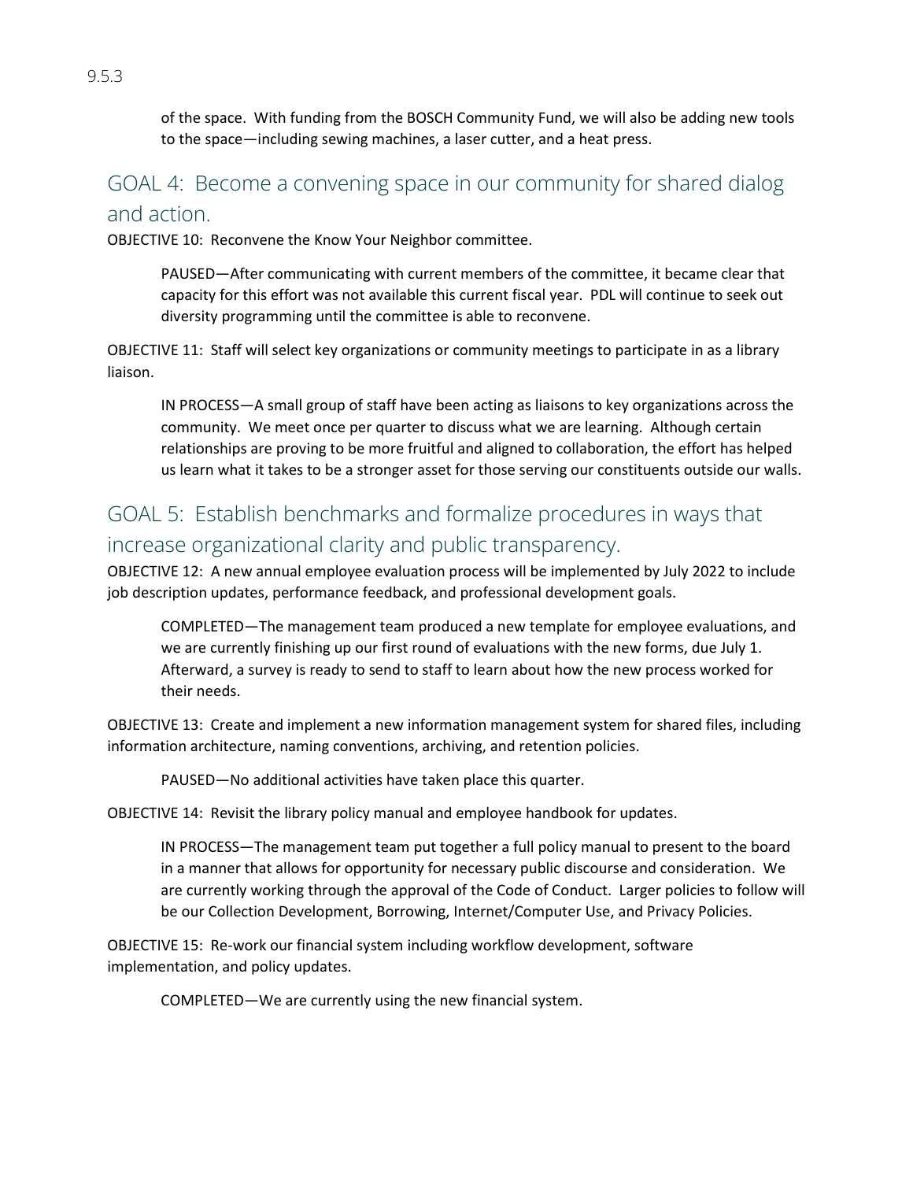of the space. With funding from the BOSCH Community Fund, we will also be adding new tools to the space—including sewing machines, a laser cutter, and a heat press.

## GOAL 4: Become a convening space in our community for shared dialog and action.

OBJECTIVE 10: Reconvene the Know Your Neighbor committee.

PAUSED—After communicating with current members of the committee, it became clear that capacity for this effort was not available this current fiscal year. PDL will continue to seek out diversity programming until the committee is able to reconvene.

OBJECTIVE 11: Staff will select key organizations or community meetings to participate in as a library liaison.

IN PROCESS—A small group of staff have been acting as liaisons to key organizations across the community. We meet once per quarter to discuss what we are learning. Although certain relationships are proving to be more fruitful and aligned to collaboration, the effort has helped us learn what it takes to be a stronger asset for those serving our constituents outside our walls.

## GOAL 5: Establish benchmarks and formalize procedures in ways that increase organizational clarity and public transparency.

OBJECTIVE 12: A new annual employee evaluation process will be implemented by July 2022 to include job description updates, performance feedback, and professional development goals.

COMPLETED—The management team produced a new template for employee evaluations, and we are currently finishing up our first round of evaluations with the new forms, due July 1. Afterward, a survey is ready to send to staff to learn about how the new process worked for their needs.

OBJECTIVE 13: Create and implement a new information management system for shared files, including information architecture, naming conventions, archiving, and retention policies.

PAUSED—No additional activities have taken place this quarter.

OBJECTIVE 14: Revisit the library policy manual and employee handbook for updates.

IN PROCESS—The management team put together a full policy manual to present to the board in a manner that allows for opportunity for necessary public discourse and consideration. We are currently working through the approval of the Code of Conduct. Larger policies to follow will be our Collection Development, Borrowing, Internet/Computer Use, and Privacy Policies.

OBJECTIVE 15: Re-work our financial system including workflow development, software implementation, and policy updates.

COMPLETED—We are currently using the new financial system.